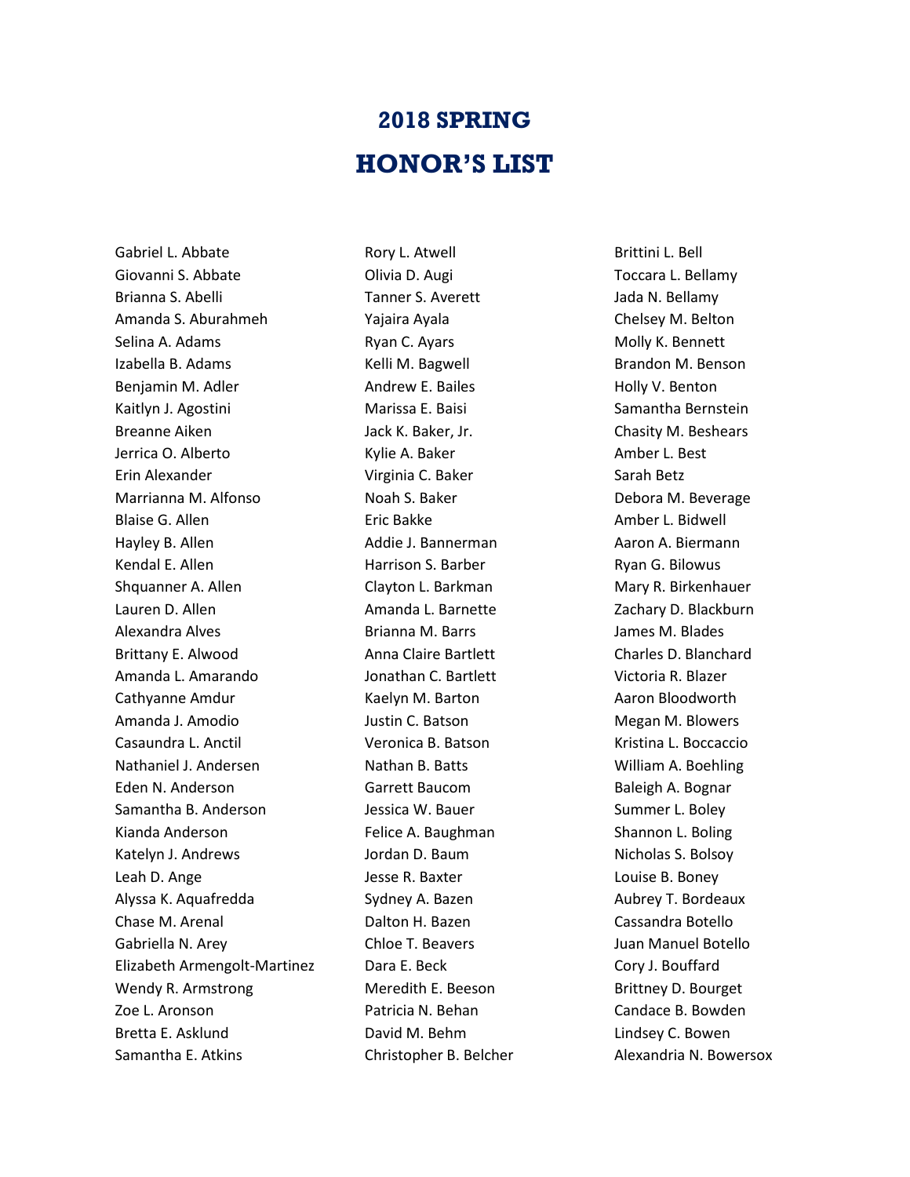# 2018 SPRING
# HONOR'S LIST

Gabriel L. Abbate
Giovanni S. Abbate
Brianna S. Abelli
Amanda S. Aburahmeh
Selina A. Adams
Izabella B. Adams
Benjamin M. Adler
Kaitlyn J. Agostini
Breanne Aiken
Jerrica O. Alberto
Erin Alexander
Marrianna M. Alfonso
Blaise G. Allen
Hayley B. Allen
Kendal E. Allen
Shquanner A. Allen
Lauren D. Allen
Alexandra Alves
Brittany E. Alwood
Amanda L. Amarando
Cathyanne Amdur
Amanda J. Amodio
Casaundra L. Anctil
Nathaniel J. Andersen
Eden N. Anderson
Samantha B. Anderson
Kianda Anderson
Katelyn J. Andrews
Leah D. Ange
Alyssa K. Aquafredda
Chase M. Arenal
Gabriella N. Arey
Elizabeth Armengolt-Martinez
Wendy R. Armstrong
Zoe L. Aronson
Bretta E. Asklund
Samantha E. Atkins
Rory L. Atwell
Olivia D. Augi
Tanner S. Averett
Yajaira Ayala
Ryan C. Ayars
Kelli M. Bagwell
Andrew E. Bailes
Marissa E. Baisi
Jack K. Baker, Jr.
Kylie A. Baker
Virginia C. Baker
Noah S. Baker
Eric Bakke
Addie J. Bannerman
Harrison S. Barber
Clayton L. Barkman
Amanda L. Barnette
Brianna M. Barrs
Anna Claire Bartlett
Jonathan C. Bartlett
Kaelyn M. Barton
Justin C. Batson
Veronica B. Batson
Nathan B. Batts
Garrett Baucom
Jessica W. Bauer
Felice A. Baughman
Jordan D. Baum
Jesse R. Baxter
Sydney A. Bazen
Dalton H. Bazen
Chloe T. Beavers
Dara E. Beck
Meredith E. Beeson
Patricia N. Behan
David M. Behm
Christopher B. Belcher
Brittini L. Bell
Toccara L. Bellamy
Jada N. Bellamy
Chelsey M. Belton
Molly K. Bennett
Brandon M. Benson
Holly V. Benton
Samantha Bernstein
Chasity M. Beshears
Amber L. Best
Sarah Betz
Debora M. Beverage
Amber L. Bidwell
Aaron A. Biermann
Ryan G. Bilowus
Mary R. Birkenhauer
Zachary D. Blackburn
James M. Blades
Charles D. Blanchard
Victoria R. Blazer
Aaron Bloodworth
Megan M. Blowers
Kristina L. Boccaccio
William A. Boehling
Baleigh A. Bognar
Summer L. Boley
Shannon L. Boling
Nicholas S. Bolsoy
Louise B. Boney
Aubrey T. Bordeaux
Cassandra Botello
Juan Manuel Botello
Cory J. Bouffard
Brittney D. Bourget
Candace B. Bowden
Lindsey C. Bowen
Alexandria N. Bowersox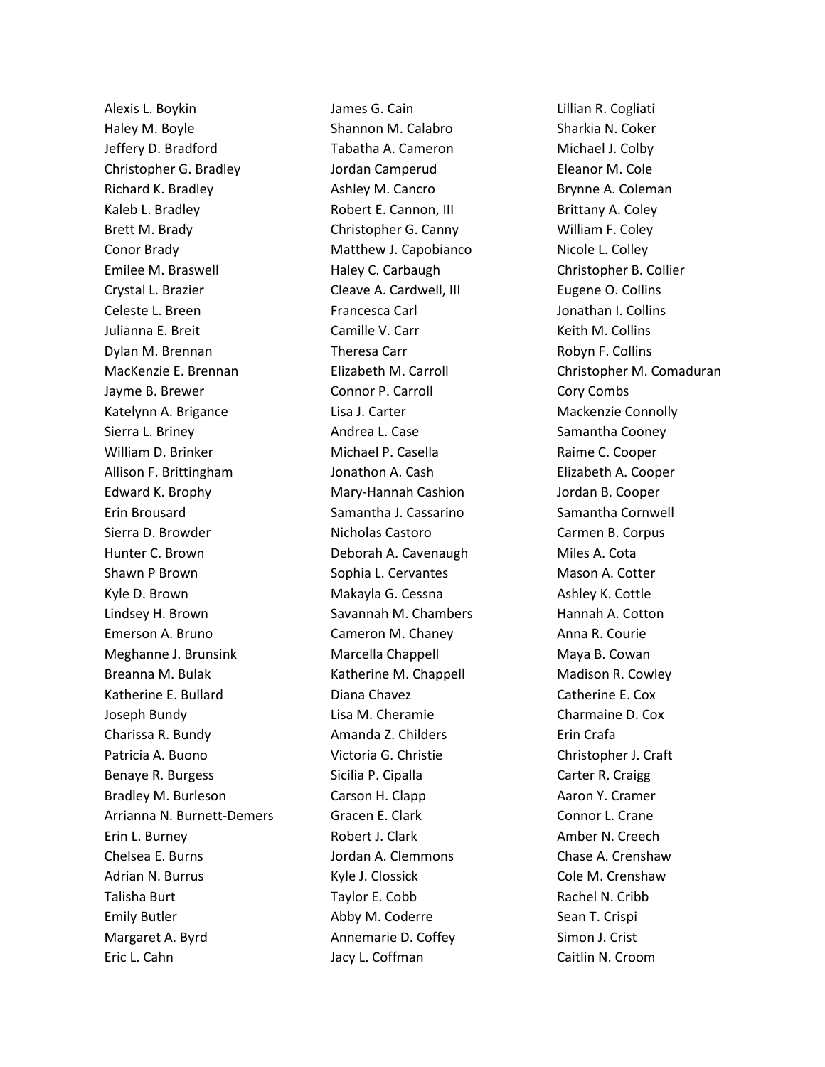Alexis L. Boykin
Haley M. Boyle
Jeffery D. Bradford
Christopher G. Bradley
Richard K. Bradley
Kaleb L. Bradley
Brett M. Brady
Conor Brady
Emilee M. Braswell
Crystal L. Brazier
Celeste L. Breen
Julianna E. Breit
Dylan M. Brennan
MacKenzie E. Brennan
Jayme B. Brewer
Katelynn A. Brigance
Sierra L. Briney
William D. Brinker
Allison F. Brittingham
Edward K. Brophy
Erin Brousard
Sierra D. Browder
Hunter C. Brown
Shawn P Brown
Kyle D. Brown
Lindsey H. Brown
Emerson A. Bruno
Meghanne J. Brunsink
Breanna M. Bulak
Katherine E. Bullard
Joseph Bundy
Charissa R. Bundy
Patricia A. Buono
Benaye R. Burgess
Bradley M. Burleson
Arrianna N. Burnett-Demers
Erin L. Burney
Chelsea E. Burns
Adrian N. Burrus
Talisha Burt
Emily Butler
Margaret A. Byrd
Eric L. Cahn
James G. Cain
Shannon M. Calabro
Tabatha A. Cameron
Jordan Camperud
Ashley M. Cancro
Robert E. Cannon, III
Christopher G. Canny
Matthew J. Capobianco
Haley C. Carbaugh
Cleave A. Cardwell, III
Francesca Carl
Camille V. Carr
Theresa Carr
Elizabeth M. Carroll
Connor P. Carroll
Lisa J. Carter
Andrea L. Case
Michael P. Casella
Jonathon A. Cash
Mary-Hannah Cashion
Samantha J. Cassarino
Nicholas Castoro
Deborah A. Cavenaugh
Sophia L. Cervantes
Makayla G. Cessna
Savannah M. Chambers
Cameron M. Chaney
Marcella Chappell
Katherine M. Chappell
Diana Chavez
Lisa M. Cheramie
Amanda Z. Childers
Victoria G. Christie
Sicilia P. Cipalla
Carson H. Clapp
Gracen E. Clark
Robert J. Clark
Jordan A. Clemmons
Kyle J. Clossick
Taylor E. Cobb
Abby M. Coderre
Annemarie D. Coffey
Jacy L. Coffman
Lillian R. Cogliati
Sharkia N. Coker
Michael J. Colby
Eleanor M. Cole
Brynne A. Coleman
Brittany A. Coley
William F. Coley
Nicole L. Colley
Christopher B. Collier
Eugene O. Collins
Jonathan I. Collins
Keith M. Collins
Robyn F. Collins
Christopher M. Comaduran
Cory Combs
Mackenzie Connolly
Samantha Cooney
Raime C. Cooper
Elizabeth A. Cooper
Jordan B. Cooper
Samantha Cornwell
Carmen B. Corpus
Miles A. Cota
Mason A. Cotter
Ashley K. Cottle
Hannah A. Cotton
Anna R. Courie
Maya B. Cowan
Madison R. Cowley
Catherine E. Cox
Charmaine D. Cox
Erin Crafa
Christopher J. Craft
Carter R. Craigg
Aaron Y. Cramer
Connor L. Crane
Amber N. Creech
Chase A. Crenshaw
Cole M. Crenshaw
Rachel N. Cribb
Sean T. Crispi
Simon J. Crist
Caitlin N. Croom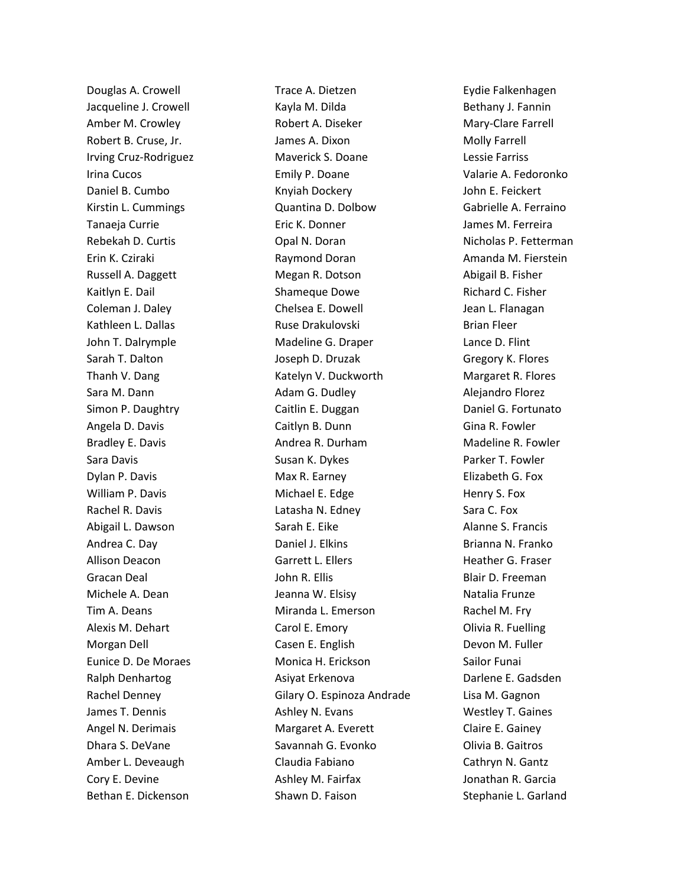Douglas A. Crowell
Jacqueline J. Crowell
Amber M. Crowley
Robert B. Cruse, Jr.
Irving Cruz-Rodriguez
Irina Cucos
Daniel B. Cumbo
Kirstin L. Cummings
Tanaeja Currie
Rebekah D. Curtis
Erin K. Cziraki
Russell A. Daggett
Kaitlyn E. Dail
Coleman J. Daley
Kathleen L. Dallas
John T. Dalrymple
Sarah T. Dalton
Thanh V. Dang
Sara M. Dann
Simon P. Daughtry
Angela D. Davis
Bradley E. Davis
Sara Davis
Dylan P. Davis
William P. Davis
Rachel R. Davis
Abigail L. Dawson
Andrea C. Day
Allison Deacon
Gracan Deal
Michele A. Dean
Tim A. Deans
Alexis M. Dehart
Morgan Dell
Eunice D. De Moraes
Ralph Denhartog
Rachel Denney
James T. Dennis
Angel N. Derimais
Dhara S. DeVane
Amber L. Deveaugh
Cory E. Devine
Bethan E. Dickenson
Trace A. Dietzen
Kayla M. Dilda
Robert A. Diseker
James A. Dixon
Maverick S. Doane
Emily P. Doane
Knyiah Dockery
Quantina D. Dolbow
Eric K. Donner
Opal N. Doran
Raymond Doran
Megan R. Dotson
Shameque Dowe
Chelsea E. Dowell
Ruse Drakulovski
Madeline G. Draper
Joseph D. Druzak
Katelyn V. Duckworth
Adam G. Dudley
Caitlin E. Duggan
Caitlyn B. Dunn
Andrea R. Durham
Susan K. Dykes
Max R. Earney
Michael E. Edge
Latasha N. Edney
Sarah E. Eike
Daniel J. Elkins
Garrett L. Ellers
John R. Ellis
Jeanna W. Elsisy
Miranda L. Emerson
Carol E. Emory
Casen E. English
Monica H. Erickson
Asiyat Erkenova
Gilary O. Espinoza Andrade
Ashley N. Evans
Margaret A. Everett
Savannah G. Evonko
Claudia Fabiano
Ashley M. Fairfax
Shawn D. Faison
Eydie Falkenhagen
Bethany J. Fannin
Mary-Clare Farrell
Molly Farrell
Lessie Farriss
Valarie A. Fedoronko
John E. Feickert
Gabrielle A. Ferraino
James M. Ferreira
Nicholas P. Fetterman
Amanda M. Fierstein
Abigail B. Fisher
Richard C. Fisher
Jean L. Flanagan
Brian Fleer
Lance D. Flint
Gregory K. Flores
Margaret R. Flores
Alejandro Florez
Daniel G. Fortunato
Gina R. Fowler
Madeline R. Fowler
Parker T. Fowler
Elizabeth G. Fox
Henry S. Fox
Sara C. Fox
Alanne S. Francis
Brianna N. Franko
Heather G. Fraser
Blair D. Freeman
Natalia Frunze
Rachel M. Fry
Olivia R. Fuelling
Devon M. Fuller
Sailor Funai
Darlene E. Gadsden
Lisa M. Gagnon
Westley T. Gaines
Claire E. Gainey
Olivia B. Gaitros
Cathryn N. Gantz
Jonathan R. Garcia
Stephanie L. Garland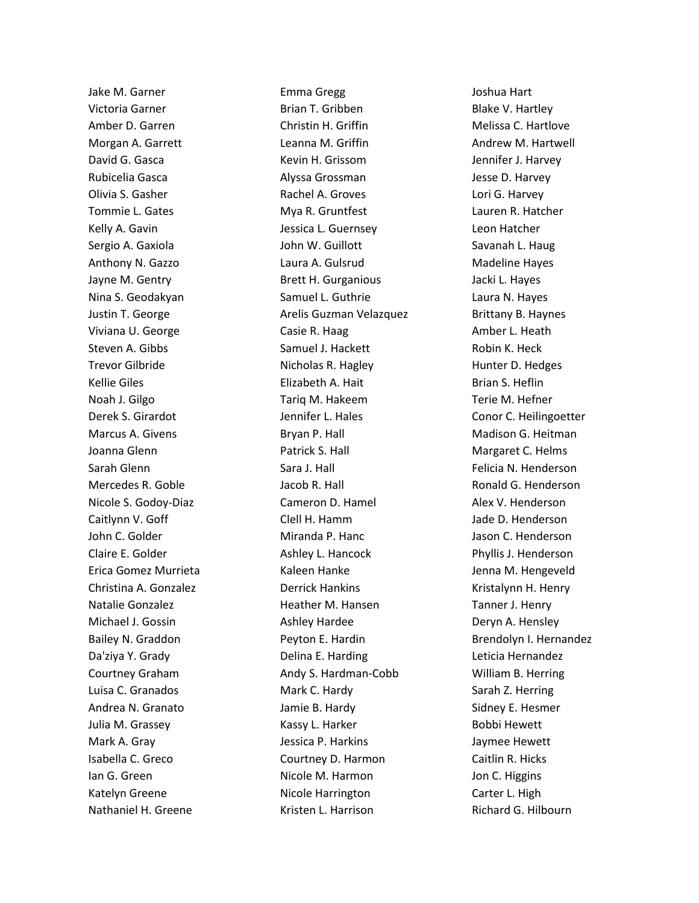Jake M. Garner
Victoria Garner
Amber D. Garren
Morgan A. Garrett
David G. Gasca
Rubicelia Gasca
Olivia S. Gasher
Tommie L. Gates
Kelly A. Gavin
Sergio A. Gaxiola
Anthony N. Gazzo
Jayne M. Gentry
Nina S. Geodakyan
Justin T. George
Viviana U. George
Steven A. Gibbs
Trevor Gilbride
Kellie Giles
Noah J. Gilgo
Derek S. Girardot
Marcus A. Givens
Joanna Glenn
Sarah Glenn
Mercedes R. Goble
Nicole S. Godoy-Diaz
Caitlynn V. Goff
John C. Golder
Claire E. Golder
Erica Gomez Murrieta
Christina A. Gonzalez
Natalie Gonzalez
Michael J. Gossin
Bailey N. Graddon
Da'ziya Y. Grady
Courtney Graham
Luisa C. Granados
Andrea N. Granato
Julia M. Grassey
Mark A. Gray
Isabella C. Greco
Ian G. Green
Katelyn Greene
Nathaniel H. Greene
Emma Gregg
Brian T. Gribben
Christin H. Griffin
Leanna M. Griffin
Kevin H. Grissom
Alyssa Grossman
Rachel A. Groves
Mya R. Gruntfest
Jessica L. Guernsey
John W. Guillott
Laura A. Gulsrud
Brett H. Gurganious
Samuel L. Guthrie
Arelis Guzman Velazquez
Casie R. Haag
Samuel J. Hackett
Nicholas R. Hagley
Elizabeth A. Hait
Tariq M. Hakeem
Jennifer L. Hales
Bryan P. Hall
Patrick S. Hall
Sara J. Hall
Jacob R. Hall
Cameron D. Hamel
Clell H. Hamm
Miranda P. Hanc
Ashley L. Hancock
Kaleen Hanke
Derrick Hankins
Heather M. Hansen
Ashley Hardee
Peyton E. Hardin
Delina E. Harding
Andy S. Hardman-Cobb
Mark C. Hardy
Jamie B. Hardy
Kassy L. Harker
Jessica P. Harkins
Courtney D. Harmon
Nicole M. Harmon
Nicole Harrington
Kristen L. Harrison
Joshua Hart
Blake V. Hartley
Melissa C. Hartlove
Andrew M. Hartwell
Jennifer J. Harvey
Jesse D. Harvey
Lori G. Harvey
Lauren R. Hatcher
Leon Hatcher
Savanah L. Haug
Madeline Hayes
Jacki L. Hayes
Laura N. Hayes
Brittany B. Haynes
Amber L. Heath
Robin K. Heck
Hunter D. Hedges
Brian S. Heflin
Terie M. Hefner
Conor C. Heilingoetter
Madison G. Heitman
Margaret C. Helms
Felicia N. Henderson
Ronald G. Henderson
Alex V. Henderson
Jade D. Henderson
Jason C. Henderson
Phyllis J. Henderson
Jenna M. Hengeveld
Kristalynn H. Henry
Tanner J. Henry
Deryn A. Hensley
Brendolyn I. Hernandez
Leticia Hernandez
William B. Herring
Sarah Z. Herring
Sidney E. Hesmer
Bobbi Hewett
Jaymee Hewett
Caitlin R. Hicks
Jon C. Higgins
Carter L. High
Richard G. Hilbourn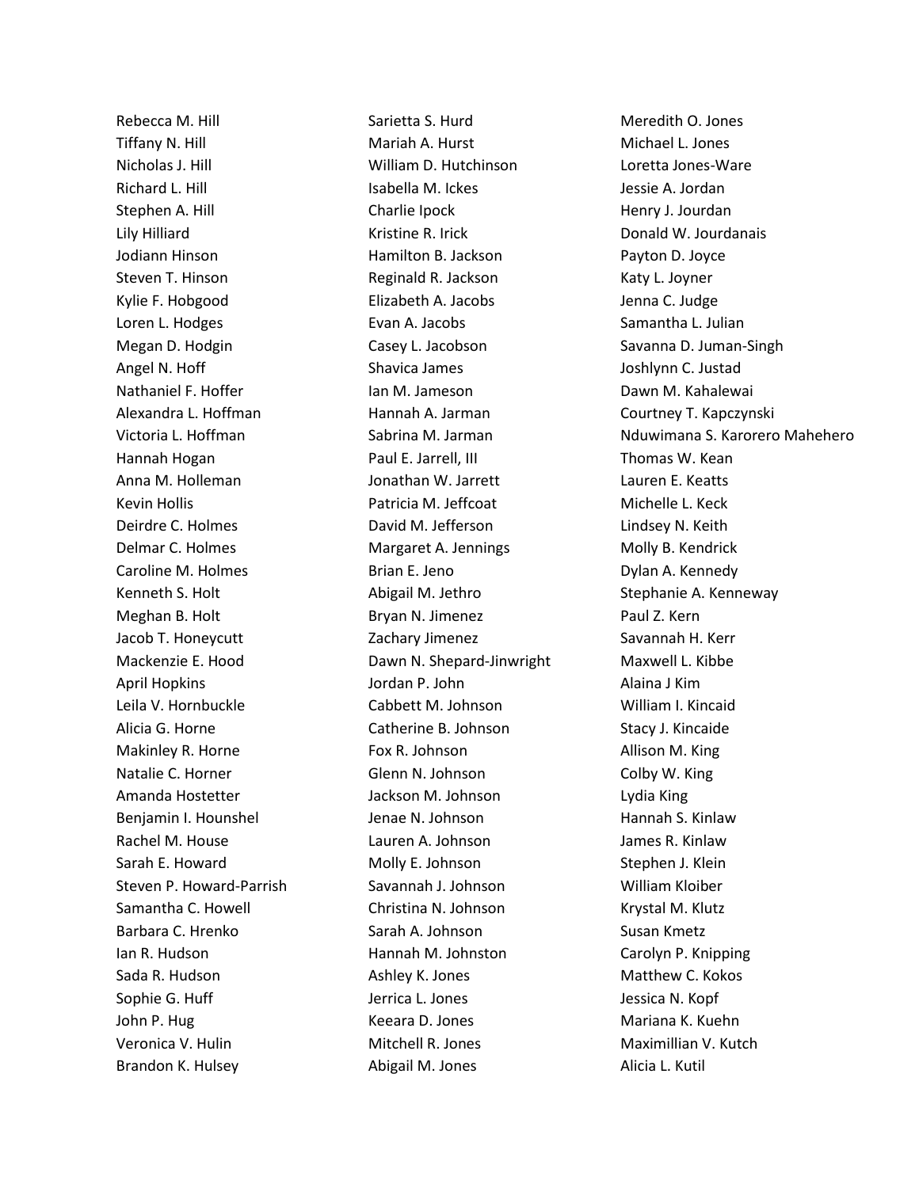Rebecca M. Hill
Tiffany N. Hill
Nicholas J. Hill
Richard L. Hill
Stephen A. Hill
Lily Hilliard
Jodiann Hinson
Steven T. Hinson
Kylie F. Hobgood
Loren L. Hodges
Megan D. Hodgin
Angel N. Hoff
Nathaniel F. Hoffer
Alexandra L. Hoffman
Victoria L. Hoffman
Hannah Hogan
Anna M. Holleman
Kevin Hollis
Deirdre C. Holmes
Delmar C. Holmes
Caroline M. Holmes
Kenneth S. Holt
Meghan B. Holt
Jacob T. Honeycutt
Mackenzie E. Hood
April Hopkins
Leila V. Hornbuckle
Alicia G. Horne
Makinley R. Horne
Natalie C. Horner
Amanda Hostetter
Benjamin I. Hounshel
Rachel M. House
Sarah E. Howard
Steven P. Howard-Parrish
Samantha C. Howell
Barbara C. Hrenko
Ian R. Hudson
Sada R. Hudson
Sophie G. Huff
John P. Hug
Veronica V. Hulin
Brandon K. Hulsey
Sarietta S. Hurd
Mariah A. Hurst
William D. Hutchinson
Isabella M. Ickes
Charlie Ipock
Kristine R. Irick
Hamilton B. Jackson
Reginald R. Jackson
Elizabeth A. Jacobs
Evan A. Jacobs
Casey L. Jacobson
Shavica James
Ian M. Jameson
Hannah A. Jarman
Sabrina M. Jarman
Paul E. Jarrell, III
Jonathan W. Jarrett
Patricia M. Jeffcoat
David M. Jefferson
Margaret A. Jennings
Brian E. Jeno
Abigail M. Jethro
Bryan N. Jimenez
Zachary Jimenez
Dawn N. Shepard-Jinwright
Jordan P. John
Cabbett M. Johnson
Catherine B. Johnson
Fox R. Johnson
Glenn N. Johnson
Jackson M. Johnson
Jenae N. Johnson
Lauren A. Johnson
Molly E. Johnson
Savannah J. Johnson
Christina N. Johnson
Sarah A. Johnson
Hannah M. Johnston
Ashley K. Jones
Jerrica L. Jones
Keeara D. Jones
Mitchell R. Jones
Abigail M. Jones
Meredith O. Jones
Michael L. Jones
Loretta Jones-Ware
Jessie A. Jordan
Henry J. Jourdan
Donald W. Jourdanais
Payton D. Joyce
Katy L. Joyner
Jenna C. Judge
Samantha L. Julian
Savanna D. Juman-Singh
Joshlynn C. Justad
Dawn M. Kahalewai
Courtney T. Kapczynski
Nduwimana S. Karorero Mahehero
Thomas W. Kean
Lauren E. Keatts
Michelle L. Keck
Lindsey N. Keith
Molly B. Kendrick
Dylan A. Kennedy
Stephanie A. Kenneway
Paul Z. Kern
Savannah H. Kerr
Maxwell L. Kibbe
Alaina J Kim
William I. Kincaid
Stacy J. Kincaide
Allison M. King
Colby W. King
Lydia King
Hannah S. Kinlaw
James R. Kinlaw
Stephen J. Klein
William Kloiber
Krystal M. Klutz
Susan Kmetz
Carolyn P. Knipping
Matthew C. Kokos
Jessica N. Kopf
Mariana K. Kuehn
Maximillian V. Kutch
Alicia L. Kutil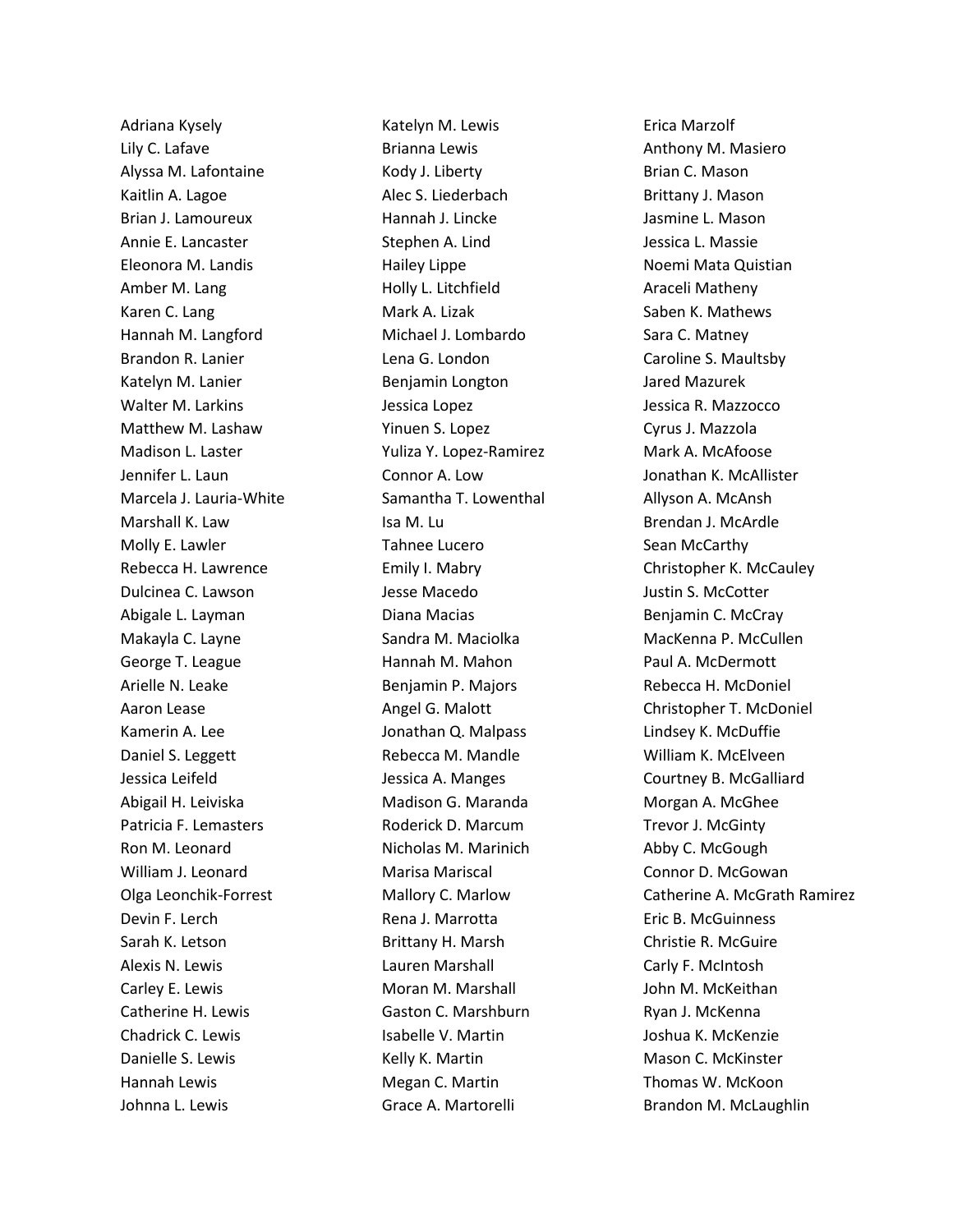Adriana Kysely
Lily C. Lafave
Alyssa M. Lafontaine
Kaitlin A. Lagoe
Brian J. Lamoureux
Annie E. Lancaster
Eleonora M. Landis
Amber M. Lang
Karen C. Lang
Hannah M. Langford
Brandon R. Lanier
Katelyn M. Lanier
Walter M. Larkins
Matthew M. Lashaw
Madison L. Laster
Jennifer L. Laun
Marcela J. Lauria-White
Marshall K. Law
Molly E. Lawler
Rebecca H. Lawrence
Dulcinea C. Lawson
Abigale L. Layman
Makayla C. Layne
George T. League
Arielle N. Leake
Aaron Lease
Kamerin A. Lee
Daniel S. Leggett
Jessica Leifeld
Abigail H. Leiviska
Patricia F. Lemasters
Ron M. Leonard
William J. Leonard
Olga Leonchik-Forrest
Devin F. Lerch
Sarah K. Letson
Alexis N. Lewis
Carley E. Lewis
Catherine H. Lewis
Chadrick C. Lewis
Danielle S. Lewis
Hannah Lewis
Johnna L. Lewis
Katelyn M. Lewis
Brianna Lewis
Kody J. Liberty
Alec S. Liederbach
Hannah J. Lincke
Stephen A. Lind
Hailey Lippe
Holly L. Litchfield
Mark A. Lizak
Michael J. Lombardo
Lena G. London
Benjamin Longton
Jessica Lopez
Yinuen S. Lopez
Yuliza Y. Lopez-Ramirez
Connor A. Low
Samantha T. Lowenthal
Isa M. Lu
Tahnee Lucero
Emily I. Mabry
Jesse Macedo
Diana Macias
Sandra M. Maciolka
Hannah M. Mahon
Benjamin P. Majors
Angel G. Malott
Jonathan Q. Malpass
Rebecca M. Mandle
Jessica A. Manges
Madison G. Maranda
Roderick D. Marcum
Nicholas M. Marinich
Marisa Mariscal
Mallory C. Marlow
Rena J. Marrotta
Brittany H. Marsh
Lauren Marshall
Moran M. Marshall
Gaston C. Marshburn
Isabelle V. Martin
Kelly K. Martin
Megan C. Martin
Grace A. Martorelli
Erica Marzolf
Anthony M. Masiero
Brian C. Mason
Brittany J. Mason
Jasmine L. Mason
Jessica L. Massie
Noemi Mata Quistian
Araceli Matheny
Saben K. Mathews
Sara C. Matney
Caroline S. Maultsby
Jared Mazurek
Jessica R. Mazzocco
Cyrus J. Mazzola
Mark A. McAfoose
Jonathan K. McAllister
Allyson A. McAnsh
Brendan J. McArdle
Sean McCarthy
Christopher K. McCauley
Justin S. McCotter
Benjamin C. McCray
MacKenna P. McCullen
Paul A. McDermott
Rebecca H. McDoniel
Christopher T. McDoniel
Lindsey K. McDuffie
William K. McElveen
Courtney B. McGalliard
Morgan A. McGhee
Trevor J. McGinty
Abby C. McGough
Connor D. McGowan
Catherine A. McGrath Ramirez
Eric B. McGuinness
Christie R. McGuire
Carly F. McIntosh
John M. McKeithan
Ryan J. McKenna
Joshua K. McKenzie
Mason C. McKinster
Thomas W. McKoon
Brandon M. McLaughlin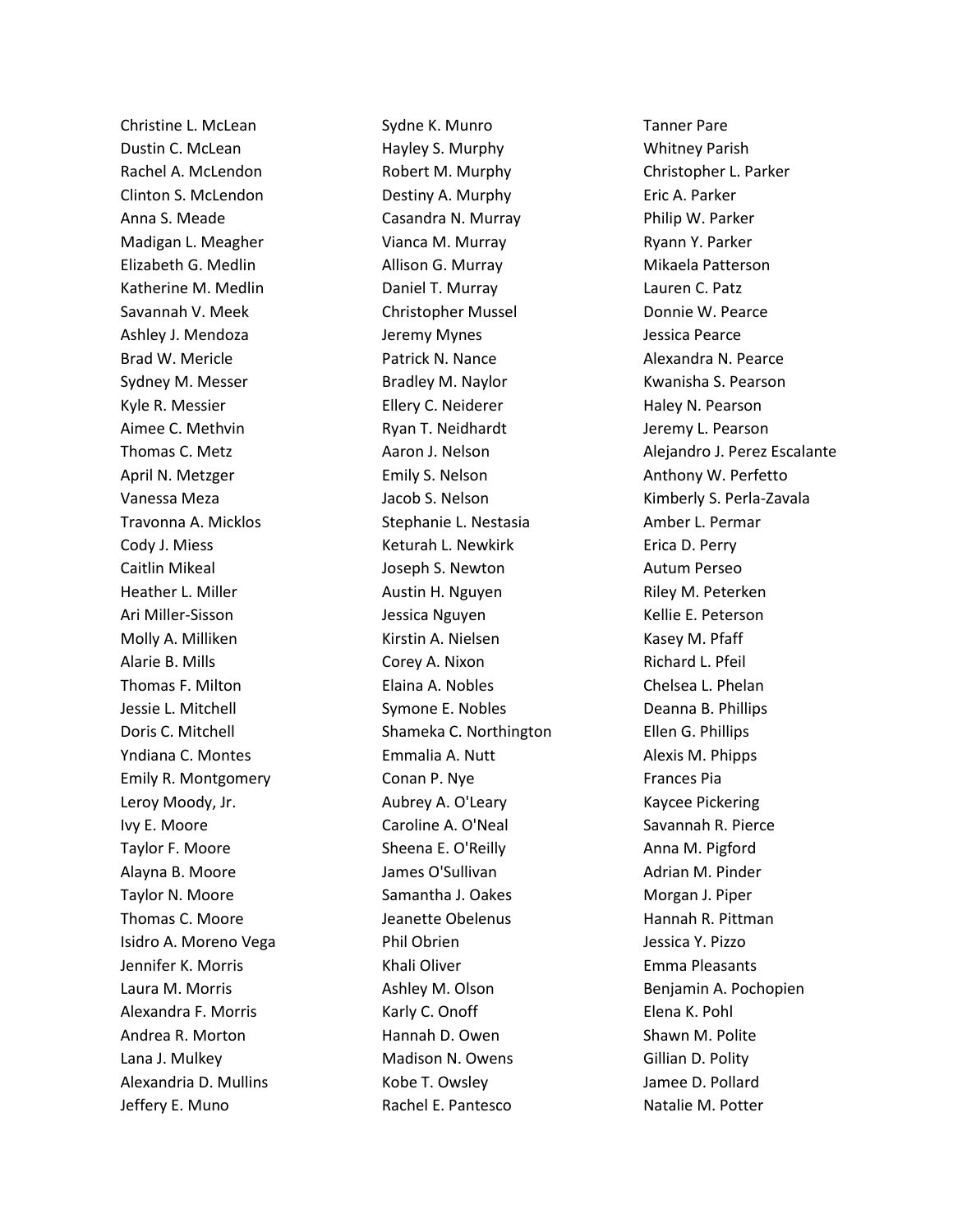Christine L. McLean
Dustin C. McLean
Rachel A. McLendon
Clinton S. McLendon
Anna S. Meade
Madigan L. Meagher
Elizabeth G. Medlin
Katherine M. Medlin
Savannah V. Meek
Ashley J. Mendoza
Brad W. Mericle
Sydney M. Messer
Kyle R. Messier
Aimee C. Methvin
Thomas C. Metz
April N. Metzger
Vanessa Meza
Travonna A. Micklos
Cody J. Miess
Caitlin Mikeal
Heather L. Miller
Ari Miller-Sisson
Molly A. Milliken
Alarie B. Mills
Thomas F. Milton
Jessie L. Mitchell
Doris C. Mitchell
Yndiana C. Montes
Emily R. Montgomery
Leroy Moody, Jr.
Ivy E. Moore
Taylor F. Moore
Alayna B. Moore
Taylor N. Moore
Thomas C. Moore
Isidro A. Moreno Vega
Jennifer K. Morris
Laura M. Morris
Alexandra F. Morris
Andrea R. Morton
Lana J. Mulkey
Alexandria D. Mullins
Jeffery E. Muno

Sydne K. Munro
Hayley S. Murphy
Robert M. Murphy
Destiny A. Murphy
Casandra N. Murray
Vianca M. Murray
Allison G. Murray
Daniel T. Murray
Christopher Mussel
Jeremy Mynes
Patrick N. Nance
Bradley M. Naylor
Ellery C. Neiderer
Ryan T. Neidhardt
Aaron J. Nelson
Emily S. Nelson
Jacob S. Nelson
Stephanie L. Nestasia
Keturah L. Newkirk
Joseph S. Newton
Austin H. Nguyen
Jessica Nguyen
Kirstin A. Nielsen
Corey A. Nixon
Elaina A. Nobles
Symone E. Nobles
Shameka C. Northington
Emmalia A. Nutt
Conan P. Nye
Aubrey A. O'Leary
Caroline A. O'Neal
Sheena E. O'Reilly
James O'Sullivan
Samantha J. Oakes
Jeanette Obelenus
Phil Obrien
Khali Oliver
Ashley M. Olson
Karly C. Onoff
Hannah D. Owen
Madison N. Owens
Kobe T. Owsley
Rachel E. Pantesco

Tanner Pare
Whitney Parish
Christopher L. Parker
Eric A. Parker
Philip W. Parker
Ryann Y. Parker
Mikaela Patterson
Lauren C. Patz
Donnie W. Pearce
Jessica Pearce
Alexandra N. Pearce
Kwanisha S. Pearson
Haley N. Pearson
Jeremy L. Pearson
Alejandro J. Perez Escalante
Anthony W. Perfetto
Kimberly S. Perla-Zavala
Amber L. Permar
Erica D. Perry
Autum Perseo
Riley M. Peterken
Kellie E. Peterson
Kasey M. Pfaff
Richard L. Pfeil
Chelsea L. Phelan
Deanna B. Phillips
Ellen G. Phillips
Alexis M. Phipps
Frances Pia
Kaycee Pickering
Savannah R. Pierce
Anna M. Pigford
Adrian M. Pinder
Morgan J. Piper
Hannah R. Pittman
Jessica Y. Pizzo
Emma Pleasants
Benjamin A. Pochopien
Elena K. Pohl
Shawn M. Polite
Gillian D. Polity
Jamee D. Pollard
Natalie M. Potter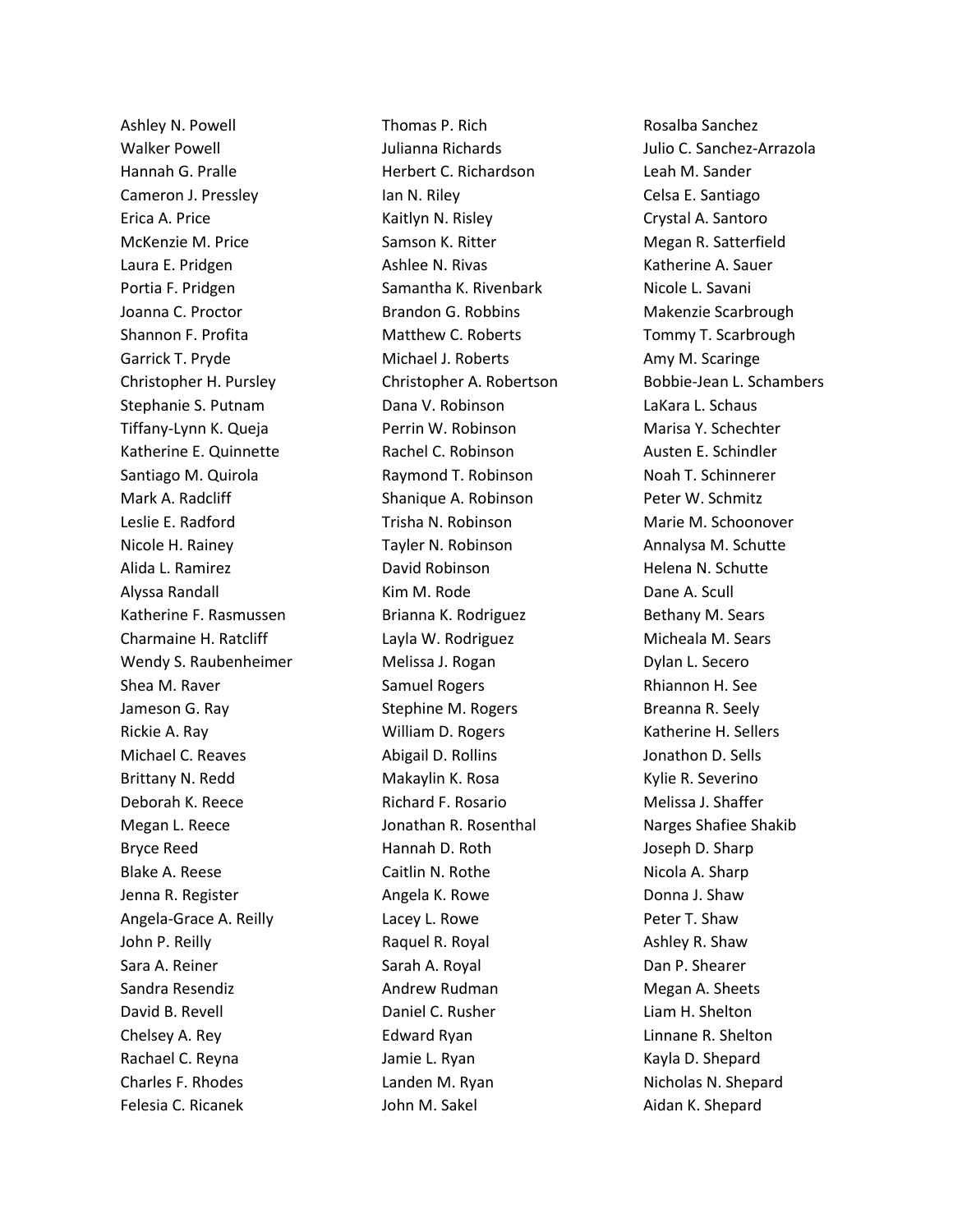Ashley N. Powell
Walker Powell
Hannah G. Pralle
Cameron J. Pressley
Erica A. Price
McKenzie M. Price
Laura E. Pridgen
Portia F. Pridgen
Joanna C. Proctor
Shannon F. Profita
Garrick T. Pryde
Christopher H. Pursley
Stephanie S. Putnam
Tiffany-Lynn K. Queja
Katherine E. Quinnette
Santiago M. Quirola
Mark A. Radcliff
Leslie E. Radford
Nicole H. Rainey
Alida L. Ramirez
Alyssa Randall
Katherine F. Rasmussen
Charmaine H. Ratcliff
Wendy S. Raubenheimer
Shea M. Raver
Jameson G. Ray
Rickie A. Ray
Michael C. Reaves
Brittany N. Redd
Deborah K. Reece
Megan L. Reece
Bryce Reed
Blake A. Reese
Jenna R. Register
Angela-Grace A. Reilly
John P. Reilly
Sara A. Reiner
Sandra Resendiz
David B. Revell
Chelsey A. Rey
Rachael C. Reyna
Charles F. Rhodes
Felesia C. Ricanek
Thomas P. Rich
Julianna Richards
Herbert C. Richardson
Ian N. Riley
Kaitlyn N. Risley
Samson K. Ritter
Ashlee N. Rivas
Samantha K. Rivenbark
Brandon G. Robbins
Matthew C. Roberts
Michael J. Roberts
Christopher A. Robertson
Dana V. Robinson
Perrin W. Robinson
Rachel C. Robinson
Raymond T. Robinson
Shanique A. Robinson
Trisha N. Robinson
Tayler N. Robinson
David Robinson
Kim M. Rode
Brianna K. Rodriguez
Layla W. Rodriguez
Melissa J. Rogan
Samuel Rogers
Stephine M. Rogers
William D. Rogers
Abigail D. Rollins
Makaylin K. Rosa
Richard F. Rosario
Jonathan R. Rosenthal
Hannah D. Roth
Caitlin N. Rothe
Angela K. Rowe
Lacey L. Rowe
Raquel R. Royal
Sarah A. Royal
Andrew Rudman
Daniel C. Rusher
Edward Ryan
Jamie L. Ryan
Landen M. Ryan
John M. Sakel
Rosalba Sanchez
Julio C. Sanchez-Arrazola
Leah M. Sander
Celsa E. Santiago
Crystal A. Santoro
Megan R. Satterfield
Katherine A. Sauer
Nicole L. Savani
Makenzie Scarbrough
Tommy T. Scarbrough
Amy M. Scaringe
Bobbie-Jean L. Schambers
LaKara L. Schaus
Marisa Y. Schechter
Austen E. Schindler
Noah T. Schinnerer
Peter W. Schmitz
Marie M. Schoonover
Annalysa M. Schutte
Helena N. Schutte
Dane A. Scull
Bethany M. Sears
Micheala M. Sears
Dylan L. Secero
Rhiannon H. See
Breanna R. Seely
Katherine H. Sellers
Jonathon D. Sells
Kylie R. Severino
Melissa J. Shaffer
Narges Shafiee Shakib
Joseph D. Sharp
Nicola A. Sharp
Donna J. Shaw
Peter T. Shaw
Ashley R. Shaw
Dan P. Shearer
Megan A. Sheets
Liam H. Shelton
Linnane R. Shelton
Kayla D. Shepard
Nicholas N. Shepard
Aidan K. Shepard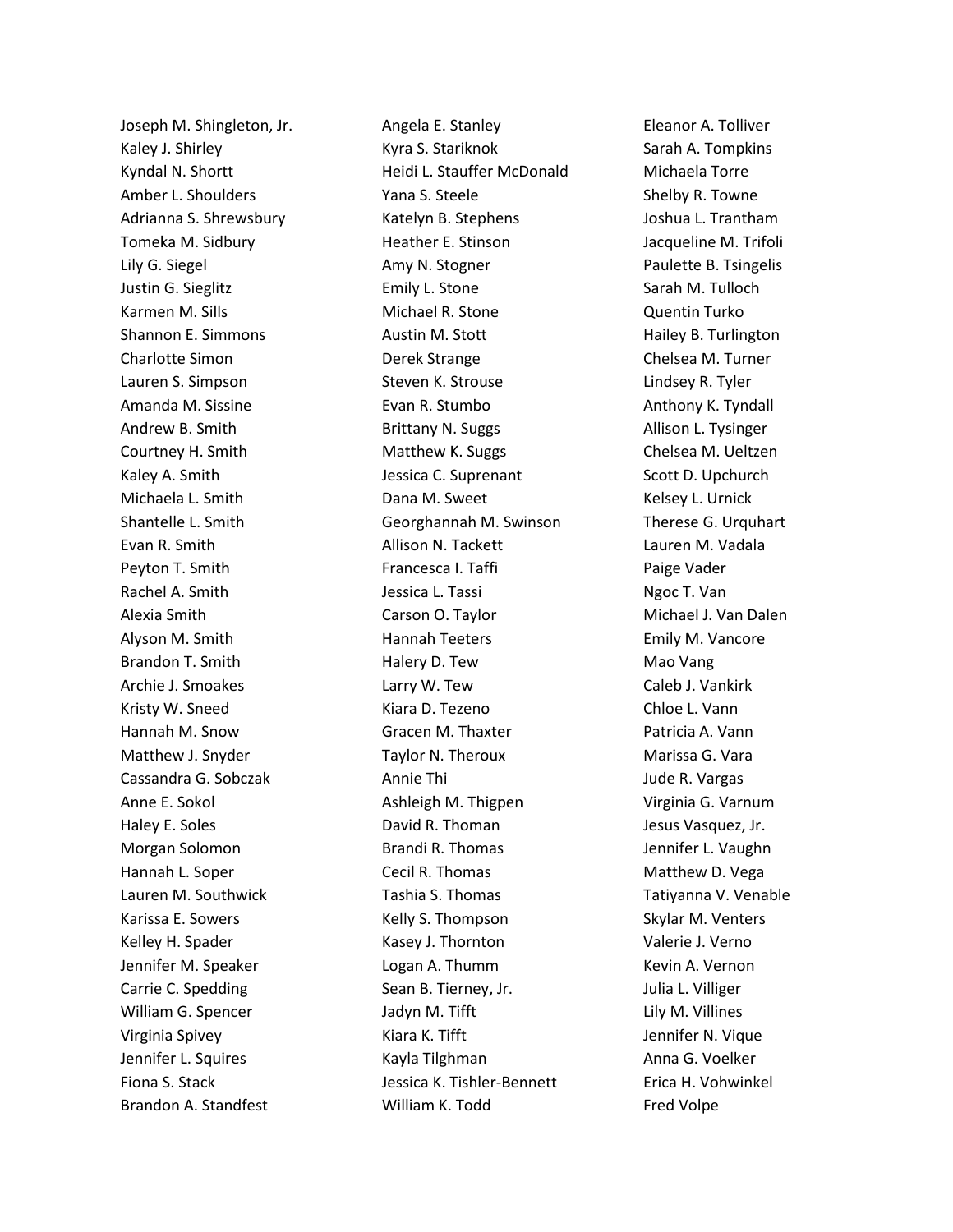Joseph M. Shingleton, Jr.
Kaley J. Shirley
Kyndal N. Shortt
Amber L. Shoulders
Adrianna S. Shrewsbury
Tomeka M. Sidbury
Lily G. Siegel
Justin G. Sieglitz
Karmen M. Sills
Shannon E. Simmons
Charlotte Simon
Lauren S. Simpson
Amanda M. Sissine
Andrew B. Smith
Courtney H. Smith
Kaley A. Smith
Michaela L. Smith
Shantelle L. Smith
Evan R. Smith
Peyton T. Smith
Rachel A. Smith
Alexia Smith
Alyson M. Smith
Brandon T. Smith
Archie J. Smoakes
Kristy W. Sneed
Hannah M. Snow
Matthew J. Snyder
Cassandra G. Sobczak
Anne E. Sokol
Haley E. Soles
Morgan Solomon
Hannah L. Soper
Lauren M. Southwick
Karissa E. Sowers
Kelley H. Spader
Jennifer M. Speaker
Carrie C. Spedding
William G. Spencer
Virginia Spivey
Jennifer L. Squires
Fiona S. Stack
Brandon A. Standfest
Angela E. Stanley
Kyra S. Stariknok
Heidi L. Stauffer McDonald
Yana S. Steele
Katelyn B. Stephens
Heather E. Stinson
Amy N. Stogner
Emily L. Stone
Michael R. Stone
Austin M. Stott
Derek Strange
Steven K. Strouse
Evan R. Stumbo
Brittany N. Suggs
Matthew K. Suggs
Jessica C. Suprenant
Dana M. Sweet
Georghannah M. Swinson
Allison N. Tackett
Francesca I. Taffi
Jessica L. Tassi
Carson O. Taylor
Hannah Teeters
Halery D. Tew
Larry W. Tew
Kiara D. Tezeno
Gracen M. Thaxter
Taylor N. Theroux
Annie Thi
Ashleigh M. Thigpen
David R. Thoman
Brandi R. Thomas
Cecil R. Thomas
Tashia S. Thomas
Kelly S. Thompson
Kasey J. Thornton
Logan A. Thumm
Sean B. Tierney, Jr.
Jadyn M. Tifft
Kiara K. Tifft
Kayla Tilghman
Jessica K. Tishler-Bennett
William K. Todd
Eleanor A. Tolliver
Sarah A. Tompkins
Michaela Torre
Shelby R. Towne
Joshua L. Trantham
Jacqueline M. Trifoli
Paulette B. Tsingelis
Sarah M. Tulloch
Quentin Turko
Hailey B. Turlington
Chelsea M. Turner
Lindsey R. Tyler
Anthony K. Tyndall
Allison L. Tysinger
Chelsea M. Ueltzen
Scott D. Upchurch
Kelsey L. Urnick
Therese G. Urquhart
Lauren M. Vadala
Paige Vader
Ngoc T. Van
Michael J. Van Dalen
Emily M. Vancore
Mao Vang
Caleb J. Vankirk
Chloe L. Vann
Patricia A. Vann
Marissa G. Vara
Jude R. Vargas
Virginia G. Varnum
Jesus Vasquez, Jr.
Jennifer L. Vaughn
Matthew D. Vega
Tatiyanna V. Venable
Skylar M. Venters
Valerie J. Verno
Kevin A. Vernon
Julia L. Villiger
Lily M. Villines
Jennifer N. Vique
Anna G. Voelker
Erica H. Vohwinkel
Fred Volpe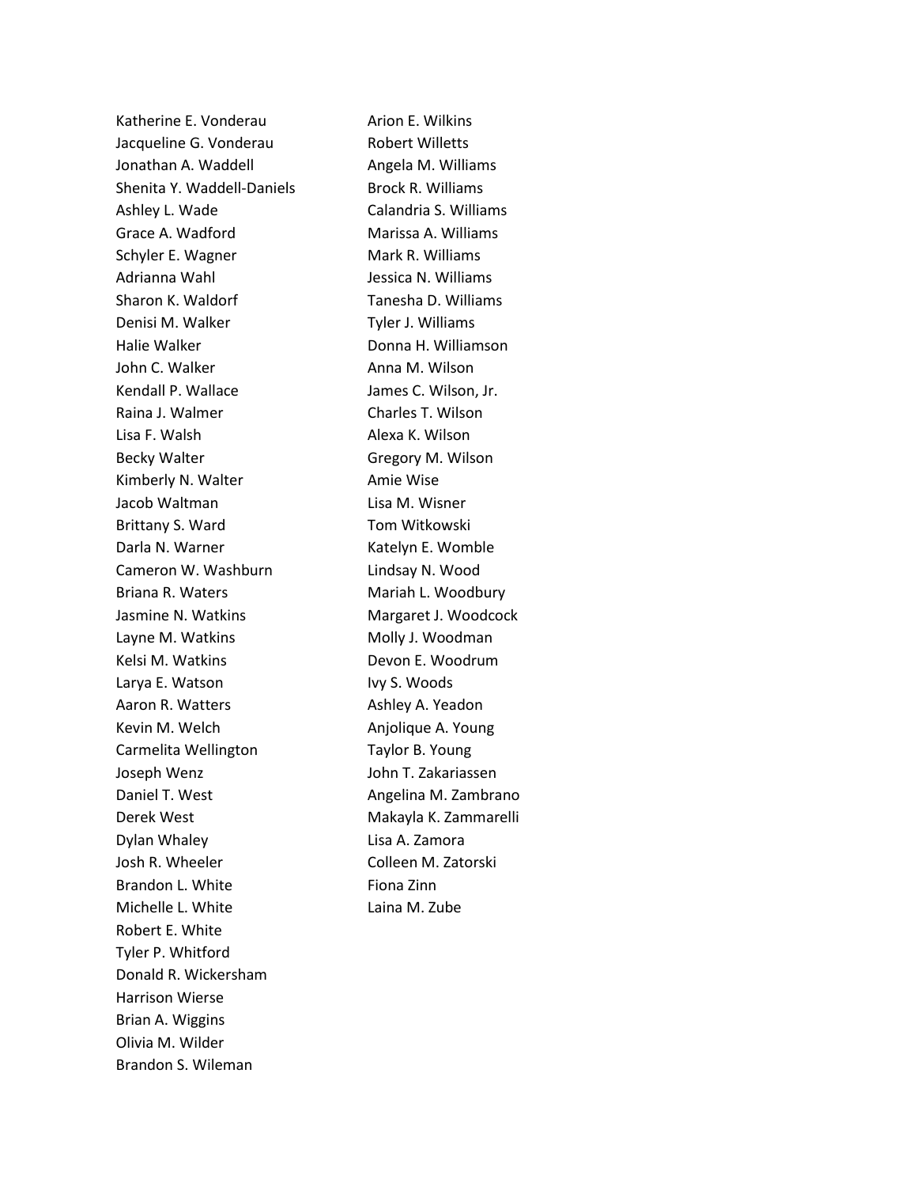Katherine E. Vonderau
Jacqueline G. Vonderau
Jonathan A. Waddell
Shenita Y. Waddell-Daniels
Ashley L. Wade
Grace A. Wadford
Schyler E. Wagner
Adrianna Wahl
Sharon K. Waldorf
Denisi M. Walker
Halie Walker
John C. Walker
Kendall P. Wallace
Raina J. Walmer
Lisa F. Walsh
Becky Walter
Kimberly N. Walter
Jacob Waltman
Brittany S. Ward
Darla N. Warner
Cameron W. Washburn
Briana R. Waters
Jasmine N. Watkins
Layne M. Watkins
Kelsi M. Watkins
Larya E. Watson
Aaron R. Watters
Kevin M. Welch
Carmelita Wellington
Joseph Wenz
Daniel T. West
Derek West
Dylan Whaley
Josh R. Wheeler
Brandon L. White
Michelle L. White
Robert E. White
Tyler P. Whitford
Donald R. Wickersham
Harrison Wierse
Brian A. Wiggins
Olivia M. Wilder
Brandon S. Wileman
Arion E. Wilkins
Robert Willetts
Angela M. Williams
Brock R. Williams
Calandria S. Williams
Marissa A. Williams
Mark R. Williams
Jessica N. Williams
Tanesha D. Williams
Tyler J. Williams
Donna H. Williamson
Anna M. Wilson
James C. Wilson, Jr.
Charles T. Wilson
Alexa K. Wilson
Gregory M. Wilson
Amie Wise
Lisa M. Wisner
Tom Witkowski
Katelyn E. Womble
Lindsay N. Wood
Mariah L. Woodbury
Margaret J. Woodcock
Molly J. Woodman
Devon E. Woodrum
Ivy S. Woods
Ashley A. Yeadon
Anjolique A. Young
Taylor B. Young
John T. Zakariassen
Angelina M. Zambrano
Makayla K. Zammarelli
Lisa A. Zamora
Colleen M. Zatorski
Fiona Zinn
Laina M. Zube